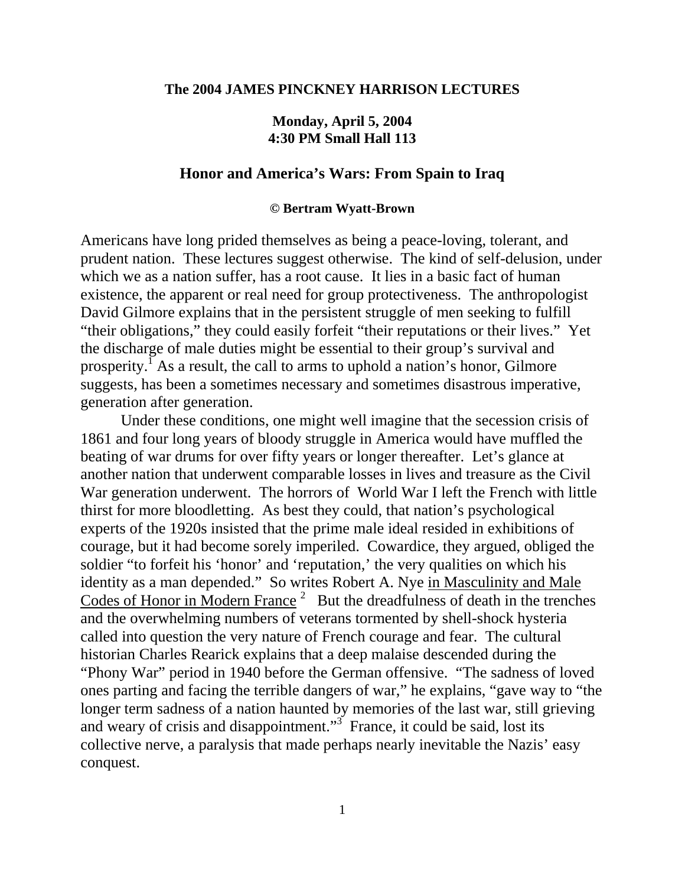**The 2004 JAMES PINCKNEY HARRISON LECTURES**

**Monday, April 5, 2004**
**4:30 PM Small Hall 113**

## Honor and America's Wars: From Spain to Iraq

**© Bertram Wyatt-Brown**

Americans have long prided themselves as being a peace-loving, tolerant, and prudent nation. These lectures suggest otherwise. The kind of self-delusion, under which we as a nation suffer, has a root cause. It lies in a basic fact of human existence, the apparent or real need for group protectiveness. The anthropologist David Gilmore explains that in the persistent struggle of men seeking to fulfill "their obligations," they could easily forfeit "their reputations or their lives." Yet the discharge of male duties might be essential to their group's survival and prosperity.[1] As a result, the call to arms to uphold a nation's honor, Gilmore suggests, has been a sometimes necessary and sometimes disastrous imperative, generation after generation.

Under these conditions, one might well imagine that the secession crisis of 1861 and four long years of bloody struggle in America would have muffled the beating of war drums for over fifty years or longer thereafter. Let's glance at another nation that underwent comparable losses in lives and treasure as the Civil War generation underwent. The horrors of World War I left the French with little thirst for more bloodletting. As best they could, that nation's psychological experts of the 1920s insisted that the prime male ideal resided in exhibitions of courage, but it had become sorely imperiled. Cowardice, they argued, obliged the soldier "to forfeit his 'honor' and 'reputation,' the very qualities on which his identity as a man depended." So writes Robert A. Nye <u>in Masculinity and Male Codes of Honor in Modern France</u> [2] But the dreadfulness of death in the trenches and the overwhelming numbers of veterans tormented by shell-shock hysteria called into question the very nature of French courage and fear. The cultural historian Charles Rearick explains that a deep malaise descended during the "Phony War" period in 1940 before the German offensive. "The sadness of loved ones parting and facing the terrible dangers of war," he explains, "gave way to "the longer term sadness of a nation haunted by memories of the last war, still grieving and weary of crisis and disappointment."[3] France, it could be said, lost its collective nerve, a paralysis that made perhaps nearly inevitable the Nazis' easy conquest.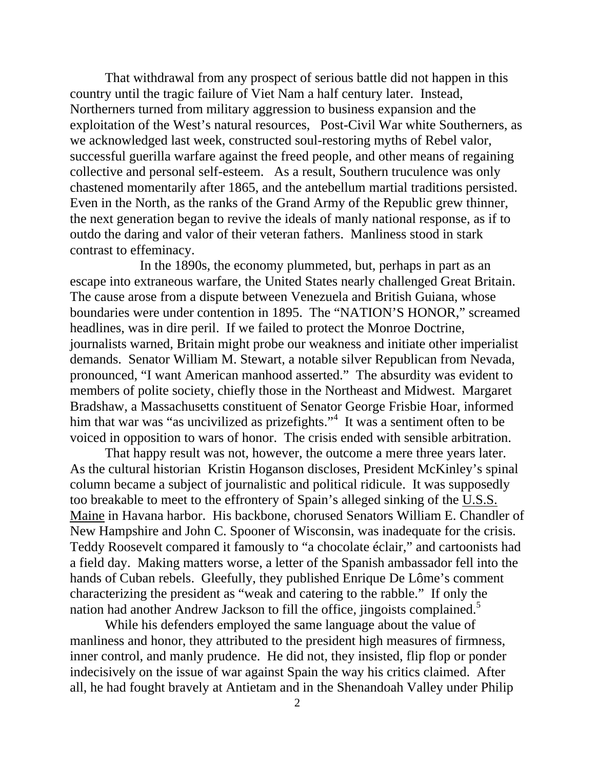That withdrawal from any prospect of serious battle did not happen in this country until the tragic failure of Viet Nam a half century later. Instead, Northerners turned from military aggression to business expansion and the exploitation of the West's natural resources, Post-Civil War white Southerners, as we acknowledged last week, constructed soul-restoring myths of Rebel valor, successful guerilla warfare against the freed people, and other means of regaining collective and personal self-esteem. As a result, Southern truculence was only chastened momentarily after 1865, and the antebellum martial traditions persisted. Even in the North, as the ranks of the Grand Army of the Republic grew thinner, the next generation began to revive the ideals of manly national response, as if to outdo the daring and valor of their veteran fathers. Manliness stood in stark contrast to effeminacy.

In the 1890s, the economy plummeted, but, perhaps in part as an escape into extraneous warfare, the United States nearly challenged Great Britain. The cause arose from a dispute between Venezuela and British Guiana, whose boundaries were under contention in 1895. The "NATION'S HONOR," screamed headlines, was in dire peril. If we failed to protect the Monroe Doctrine, journalists warned, Britain might probe our weakness and initiate other imperialist demands. Senator William M. Stewart, a notable silver Republican from Nevada, pronounced, "I want American manhood asserted." The absurdity was evident to members of polite society, chiefly those in the Northeast and Midwest. Margaret Bradshaw, a Massachusetts constituent of Senator George Frisbie Hoar, informed him that war was "as uncivilized as prizefights."[4] It was a sentiment often to be voiced in opposition to wars of honor. The crisis ended with sensible arbitration.

That happy result was not, however, the outcome a mere three years later. As the cultural historian Kristin Hoganson discloses, President McKinley's spinal column became a subject of journalistic and political ridicule. It was supposedly too breakable to meet to the effrontery of Spain's alleged sinking of the U.S.S. Maine in Havana harbor. His backbone, chorused Senators William E. Chandler of New Hampshire and John C. Spooner of Wisconsin, was inadequate for the crisis. Teddy Roosevelt compared it famously to "a chocolate éclair," and cartoonists had a field day. Making matters worse, a letter of the Spanish ambassador fell into the hands of Cuban rebels. Gleefully, they published Enrique De Lôme's comment characterizing the president as "weak and catering to the rabble." If only the nation had another Andrew Jackson to fill the office, jingoists complained.[5]

While his defenders employed the same language about the value of manliness and honor, they attributed to the president high measures of firmness, inner control, and manly prudence. He did not, they insisted, flip flop or ponder indecisively on the issue of war against Spain the way his critics claimed. After all, he had fought bravely at Antietam and in the Shenandoah Valley under Philip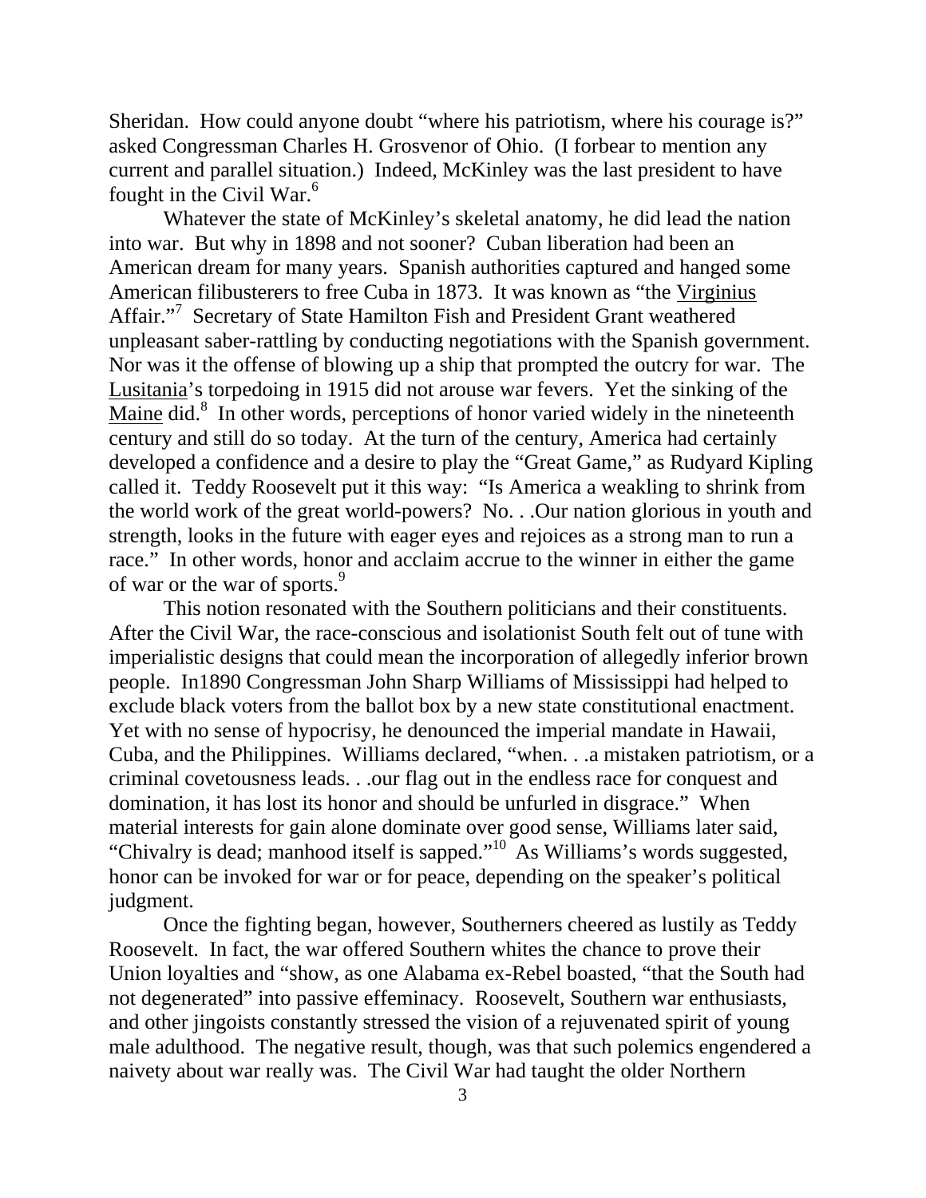Sheridan. How could anyone doubt "where his patriotism, where his courage is?" asked Congressman Charles H. Grosvenor of Ohio. (I forbear to mention any current and parallel situation.) Indeed, McKinley was the last president to have fought in the Civil War.[6]

Whatever the state of McKinley's skeletal anatomy, he did lead the nation into war. But why in 1898 and not sooner? Cuban liberation had been an American dream for many years. Spanish authorities captured and hanged some American filibusterers to free Cuba in 1873. It was known as "the Virginius Affair."[7] Secretary of State Hamilton Fish and President Grant weathered unpleasant saber-rattling by conducting negotiations with the Spanish government. Nor was it the offense of blowing up a ship that prompted the outcry for war. The Lusitania's torpedoing in 1915 did not arouse war fevers. Yet the sinking of the Maine did.[8] In other words, perceptions of honor varied widely in the nineteenth century and still do so today. At the turn of the century, America had certainly developed a confidence and a desire to play the "Great Game," as Rudyard Kipling called it. Teddy Roosevelt put it this way: "Is America a weakling to shrink from the world work of the great world-powers? No. . .Our nation glorious in youth and strength, looks in the future with eager eyes and rejoices as a strong man to run a race." In other words, honor and acclaim accrue to the winner in either the game of war or the war of sports.[9]

This notion resonated with the Southern politicians and their constituents. After the Civil War, the race-conscious and isolationist South felt out of tune with imperialistic designs that could mean the incorporation of allegedly inferior brown people. In1890 Congressman John Sharp Williams of Mississippi had helped to exclude black voters from the ballot box by a new state constitutional enactment. Yet with no sense of hypocrisy, he denounced the imperial mandate in Hawaii, Cuba, and the Philippines. Williams declared, "when. . .a mistaken patriotism, or a criminal covetousness leads. . .our flag out in the endless race for conquest and domination, it has lost its honor and should be unfurled in disgrace." When material interests for gain alone dominate over good sense, Williams later said, "Chivalry is dead; manhood itself is sapped."[10] As Williams's words suggested, honor can be invoked for war or for peace, depending on the speaker's political judgment.

Once the fighting began, however, Southerners cheered as lustily as Teddy Roosevelt. In fact, the war offered Southern whites the chance to prove their Union loyalties and "show, as one Alabama ex-Rebel boasted, "that the South had not degenerated" into passive effeminacy. Roosevelt, Southern war enthusiasts, and other jingoists constantly stressed the vision of a rejuvenated spirit of young male adulthood. The negative result, though, was that such polemics engendered a naivety about war really was. The Civil War had taught the older Northern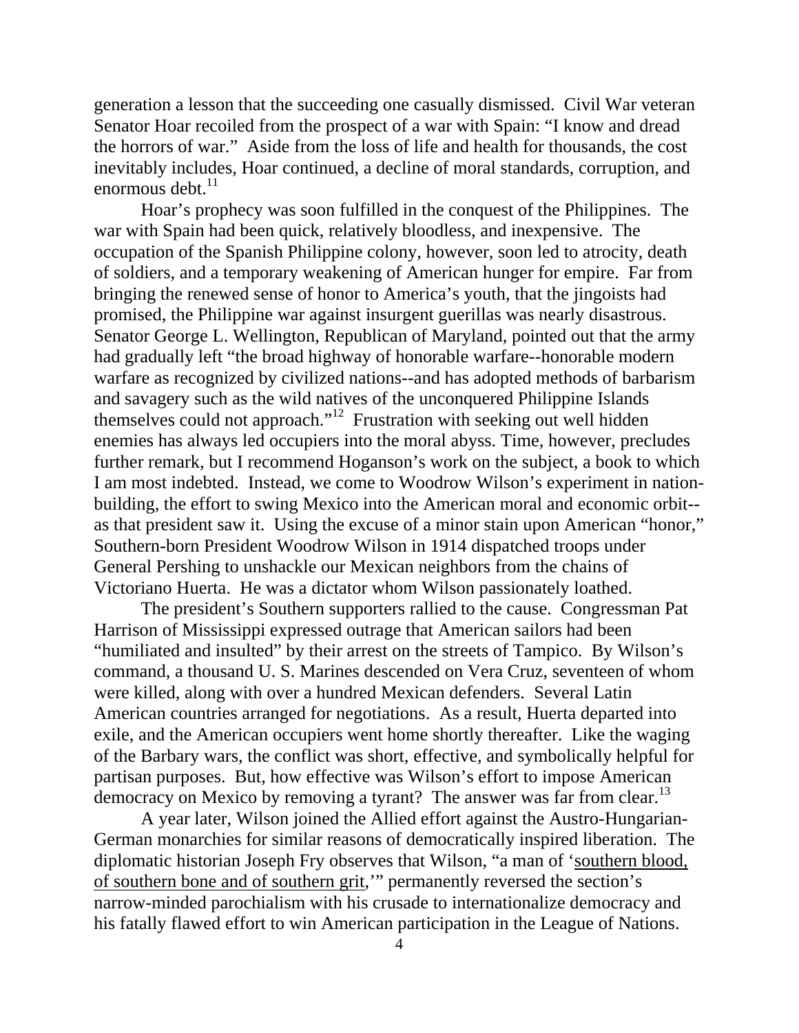generation a lesson that the succeeding one casually dismissed. Civil War veteran Senator Hoar recoiled from the prospect of a war with Spain: "I know and dread the horrors of war." Aside from the loss of life and health for thousands, the cost inevitably includes, Hoar continued, a decline of moral standards, corruption, and enormous debt.[11]

Hoar's prophecy was soon fulfilled in the conquest of the Philippines. The war with Spain had been quick, relatively bloodless, and inexpensive. The occupation of the Spanish Philippine colony, however, soon led to atrocity, death of soldiers, and a temporary weakening of American hunger for empire. Far from bringing the renewed sense of honor to America's youth, that the jingoists had promised, the Philippine war against insurgent guerillas was nearly disastrous. Senator George L. Wellington, Republican of Maryland, pointed out that the army had gradually left "the broad highway of honorable warfare--honorable modern warfare as recognized by civilized nations--and has adopted methods of barbarism and savagery such as the wild natives of the unconquered Philippine Islands themselves could not approach."[12] Frustration with seeking out well hidden enemies has always led occupiers into the moral abyss. Time, however, precludes further remark, but I recommend Hoganson's work on the subject, a book to which I am most indebted. Instead, we come to Woodrow Wilson's experiment in nation-building, the effort to swing Mexico into the American moral and economic orbit--as that president saw it. Using the excuse of a minor stain upon American "honor," Southern-born President Woodrow Wilson in 1914 dispatched troops under General Pershing to unshackle our Mexican neighbors from the chains of Victoriano Huerta. He was a dictator whom Wilson passionately loathed.

The president's Southern supporters rallied to the cause. Congressman Pat Harrison of Mississippi expressed outrage that American sailors had been "humiliated and insulted" by their arrest on the streets of Tampico. By Wilson's command, a thousand U. S. Marines descended on Vera Cruz, seventeen of whom were killed, along with over a hundred Mexican defenders. Several Latin American countries arranged for negotiations. As a result, Huerta departed into exile, and the American occupiers went home shortly thereafter. Like the waging of the Barbary wars, the conflict was short, effective, and symbolically helpful for partisan purposes. But, how effective was Wilson's effort to impose American democracy on Mexico by removing a tyrant? The answer was far from clear.[13]

A year later, Wilson joined the Allied effort against the Austro-Hungarian-German monarchies for similar reasons of democratically inspired liberation. The diplomatic historian Joseph Fry observes that Wilson, "a man of '<u>southern blood, of southern bone and of southern grit</u>,'" permanently reversed the section's narrow-minded parochialism with his crusade to internationalize democracy and his fatally flawed effort to win American participation in the League of Nations.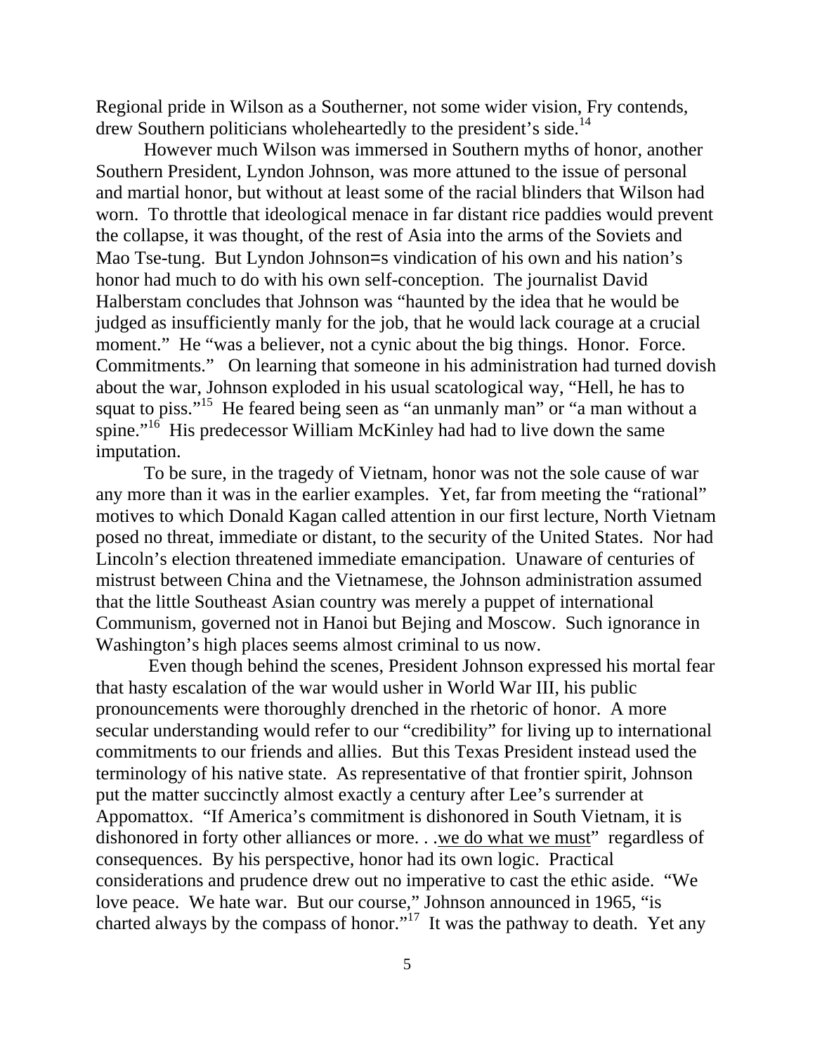Regional pride in Wilson as a Southerner, not some wider vision, Fry contends, drew Southern politicians wholeheartedly to the president's side.[14]

However much Wilson was immersed in Southern myths of honor, another Southern President, Lyndon Johnson, was more attuned to the issue of personal and martial honor, but without at least some of the racial blinders that Wilson had worn. To throttle that ideological menace in far distant rice paddies would prevent the collapse, it was thought, of the rest of Asia into the arms of the Soviets and Mao Tse-tung. But Lyndon Johnson=s vindication of his own and his nation's honor had much to do with his own self-conception. The journalist David Halberstam concludes that Johnson was "haunted by the idea that he would be judged as insufficiently manly for the job, that he would lack courage at a crucial moment." He "was a believer, not a cynic about the big things. Honor. Force. Commitments." On learning that someone in his administration had turned dovish about the war, Johnson exploded in his usual scatological way, "Hell, he has to squat to piss."[15] He feared being seen as "an unmanly man" or "a man without a spine."[16] His predecessor William McKinley had had to live down the same imputation.

To be sure, in the tragedy of Vietnam, honor was not the sole cause of war any more than it was in the earlier examples. Yet, far from meeting the "rational" motives to which Donald Kagan called attention in our first lecture, North Vietnam posed no threat, immediate or distant, to the security of the United States. Nor had Lincoln's election threatened immediate emancipation. Unaware of centuries of mistrust between China and the Vietnamese, the Johnson administration assumed that the little Southeast Asian country was merely a puppet of international Communism, governed not in Hanoi but Bejing and Moscow. Such ignorance in Washington's high places seems almost criminal to us now.

Even though behind the scenes, President Johnson expressed his mortal fear that hasty escalation of the war would usher in World War III, his public pronouncements were thoroughly drenched in the rhetoric of honor. A more secular understanding would refer to our "credibility" for living up to international commitments to our friends and allies. But this Texas President instead used the terminology of his native state. As representative of that frontier spirit, Johnson put the matter succinctly almost exactly a century after Lee's surrender at Appomattox. "If America's commitment is dishonored in South Vietnam, it is dishonored in forty other alliances or more. . .<u>we do what we must</u>" regardless of consequences. By his perspective, honor had its own logic. Practical considerations and prudence drew out no imperative to cast the ethic aside. "We love peace. We hate war. But our course," Johnson announced in 1965, "is charted always by the compass of honor."[17] It was the pathway to death. Yet any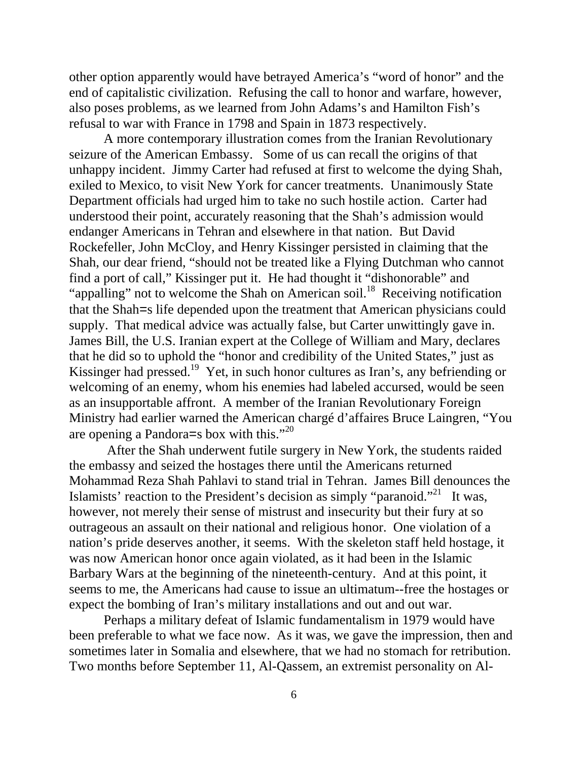other option apparently would have betrayed America's "word of honor" and the end of capitalistic civilization. Refusing the call to honor and warfare, however, also poses problems, as we learned from John Adams's and Hamilton Fish's refusal to war with France in 1798 and Spain in 1873 respectively.

A more contemporary illustration comes from the Iranian Revolutionary seizure of the American Embassy. Some of us can recall the origins of that unhappy incident. Jimmy Carter had refused at first to welcome the dying Shah, exiled to Mexico, to visit New York for cancer treatments. Unanimously State Department officials had urged him to take no such hostile action. Carter had understood their point, accurately reasoning that the Shah's admission would endanger Americans in Tehran and elsewhere in that nation. But David Rockefeller, John McCloy, and Henry Kissinger persisted in claiming that the Shah, our dear friend, "should not be treated like a Flying Dutchman who cannot find a port of call," Kissinger put it. He had thought it "dishonorable" and "appalling" not to welcome the Shah on American soil.[18] Receiving notification that the Shah=s life depended upon the treatment that American physicians could supply. That medical advice was actually false, but Carter unwittingly gave in. James Bill, the U.S. Iranian expert at the College of William and Mary, declares that he did so to uphold the "honor and credibility of the United States," just as Kissinger had pressed.[19] Yet, in such honor cultures as Iran's, any befriending or welcoming of an enemy, whom his enemies had labeled accursed, would be seen as an insupportable affront. A member of the Iranian Revolutionary Foreign Ministry had earlier warned the American chargé d'affaires Bruce Laingren, "You are opening a Pandora=s box with this."[20]

After the Shah underwent futile surgery in New York, the students raided the embassy and seized the hostages there until the Americans returned Mohammad Reza Shah Pahlavi to stand trial in Tehran. James Bill denounces the Islamists' reaction to the President's decision as simply "paranoid."[21] It was, however, not merely their sense of mistrust and insecurity but their fury at so outrageous an assault on their national and religious honor. One violation of a nation's pride deserves another, it seems. With the skeleton staff held hostage, it was now American honor once again violated, as it had been in the Islamic Barbary Wars at the beginning of the nineteenth-century. And at this point, it seems to me, the Americans had cause to issue an ultimatum--free the hostages or expect the bombing of Iran's military installations and out and out war.

Perhaps a military defeat of Islamic fundamentalism in 1979 would have been preferable to what we face now. As it was, we gave the impression, then and sometimes later in Somalia and elsewhere, that we had no stomach for retribution. Two months before September 11, Al-Qassem, an extremist personality on Al-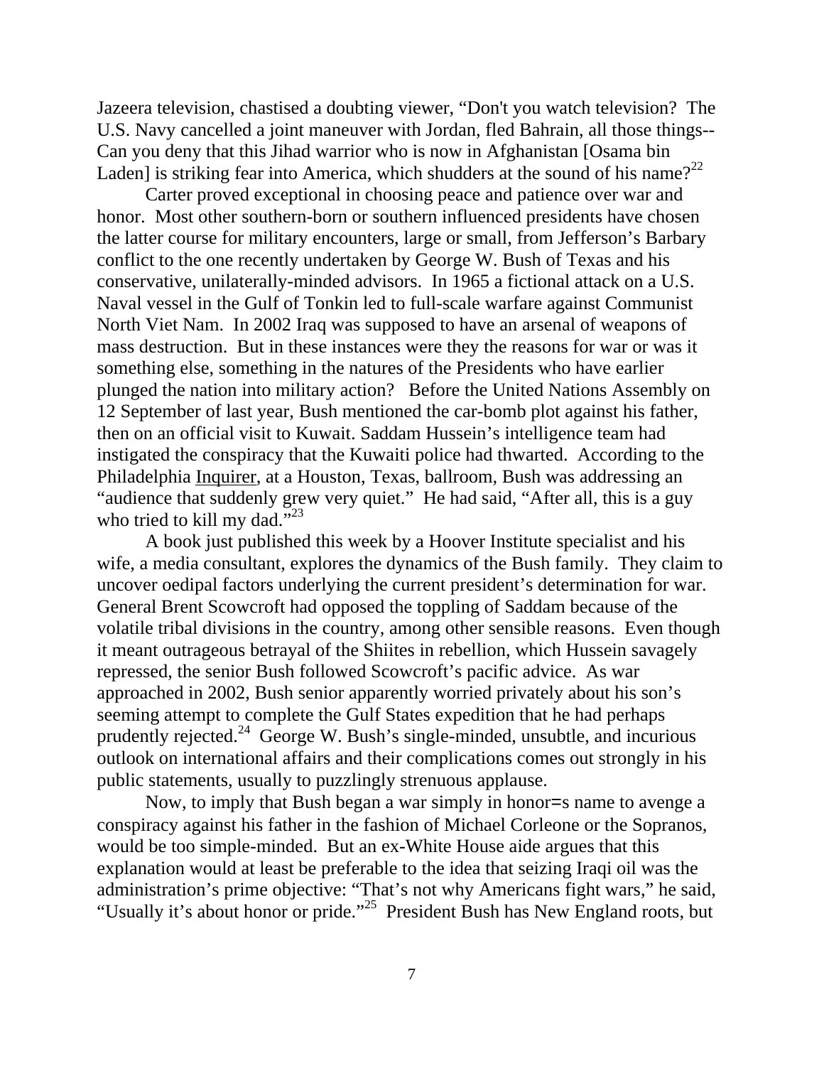Jazeera television, chastised a doubting viewer, “Don't you watch television? The U.S. Navy cancelled a joint maneuver with Jordan, fled Bahrain, all those things-- Can you deny that this Jihad warrior who is now in Afghanistan [Osama bin Laden] is striking fear into America, which shudders at the sound of his name?[22]

Carter proved exceptional in choosing peace and patience over war and honor. Most other southern-born or southern influenced presidents have chosen the latter course for military encounters, large or small, from Jefferson’s Barbary conflict to the one recently undertaken by George W. Bush of Texas and his conservative, unilaterally-minded advisors. In 1965 a fictional attack on a U.S. Naval vessel in the Gulf of Tonkin led to full-scale warfare against Communist North Viet Nam. In 2002 Iraq was supposed to have an arsenal of weapons of mass destruction. But in these instances were they the reasons for war or was it something else, something in the natures of the Presidents who have earlier plunged the nation into military action? Before the United Nations Assembly on 12 September of last year, Bush mentioned the car-bomb plot against his father, then on an official visit to Kuwait. Saddam Hussein’s intelligence team had instigated the conspiracy that the Kuwaiti police had thwarted. According to the Philadelphia Inquirer, at a Houston, Texas, ballroom, Bush was addressing an “audience that suddenly grew very quiet.” He had said, “After all, this is a guy who tried to kill my dad.”[23]

A book just published this week by a Hoover Institute specialist and his wife, a media consultant, explores the dynamics of the Bush family. They claim to uncover oedipal factors underlying the current president’s determination for war. General Brent Scowcroft had opposed the toppling of Saddam because of the volatile tribal divisions in the country, among other sensible reasons. Even though it meant outrageous betrayal of the Shiites in rebellion, which Hussein savagely repressed, the senior Bush followed Scowcroft’s pacific advice. As war approached in 2002, Bush senior apparently worried privately about his son’s seeming attempt to complete the Gulf States expedition that he had perhaps prudently rejected.[24] George W. Bush’s single-minded, unsubtle, and incurious outlook on international affairs and their complications comes out strongly in his public statements, usually to puzzlingly strenuous applause.

Now, to imply that Bush began a war simply in honor=s name to avenge a conspiracy against his father in the fashion of Michael Corleone or the Sopranos, would be too simple-minded. But an ex-White House aide argues that this explanation would at least be preferable to the idea that seizing Iraqi oil was the administration’s prime objective: “That’s not why Americans fight wars,” he said, “Usually it’s about honor or pride.”[25] President Bush has New England roots, but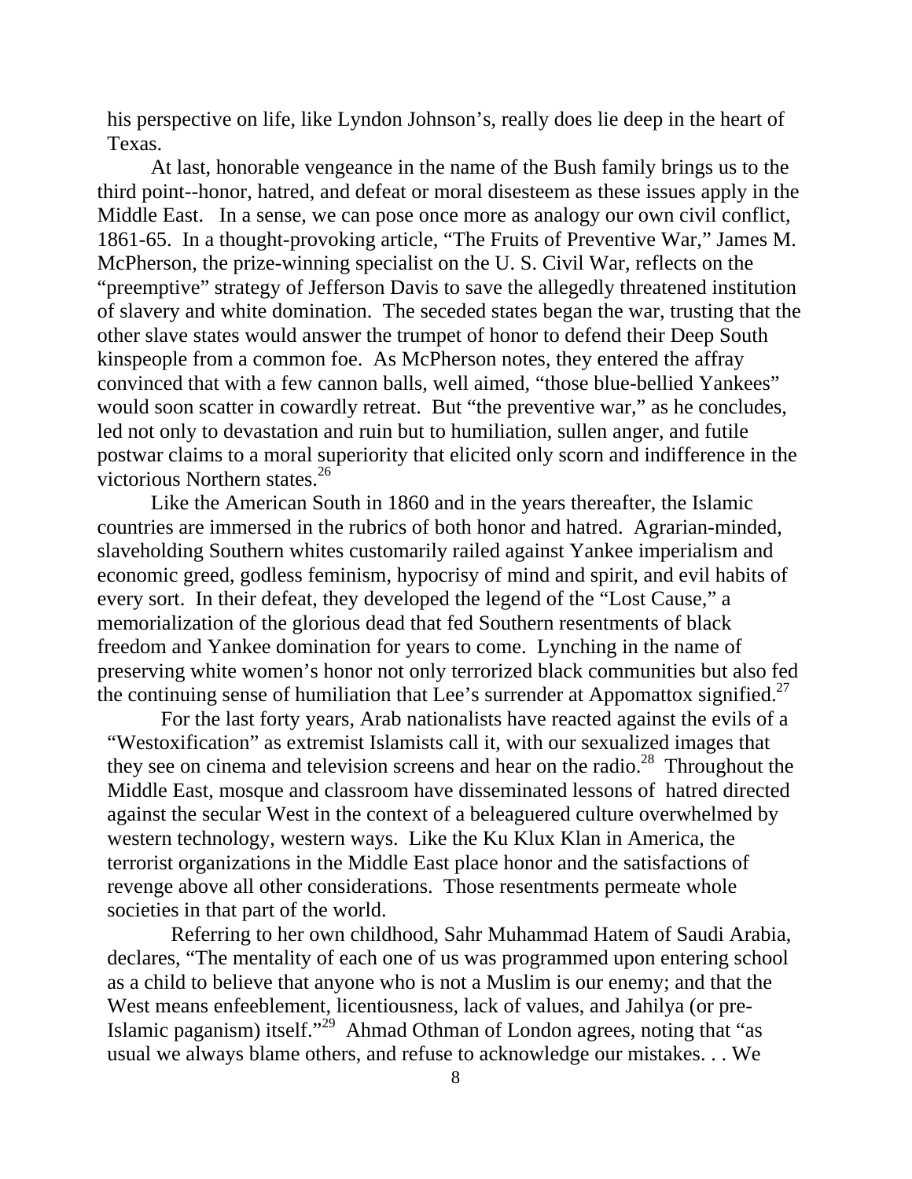his perspective on life, like Lyndon Johnson's, really does lie deep in the heart of Texas.

At last, honorable vengeance in the name of the Bush family brings us to the third point--honor, hatred, and defeat or moral disesteem as these issues apply in the Middle East. In a sense, we can pose once more as analogy our own civil conflict, 1861-65. In a thought-provoking article, "The Fruits of Preventive War," James M. McPherson, the prize-winning specialist on the U. S. Civil War, reflects on the "preemptive" strategy of Jefferson Davis to save the allegedly threatened institution of slavery and white domination. The seceded states began the war, trusting that the other slave states would answer the trumpet of honor to defend their Deep South kinspeople from a common foe. As McPherson notes, they entered the affray convinced that with a few cannon balls, well aimed, "those blue-bellied Yankees" would soon scatter in cowardly retreat. But "the preventive war," as he concludes, led not only to devastation and ruin but to humiliation, sullen anger, and futile postwar claims to a moral superiority that elicited only scorn and indifference in the victorious Northern states.[26]

Like the American South in 1860 and in the years thereafter, the Islamic countries are immersed in the rubrics of both honor and hatred. Agrarian-minded, slaveholding Southern whites customarily railed against Yankee imperialism and economic greed, godless feminism, hypocrisy of mind and spirit, and evil habits of every sort. In their defeat, they developed the legend of the "Lost Cause," a memorialization of the glorious dead that fed Southern resentments of black freedom and Yankee domination for years to come. Lynching in the name of preserving white women's honor not only terrorized black communities but also fed the continuing sense of humiliation that Lee's surrender at Appomattox signified.[27]

For the last forty years, Arab nationalists have reacted against the evils of a "Westoxification" as extremist Islamists call it, with our sexualized images that they see on cinema and television screens and hear on the radio.[28] Throughout the Middle East, mosque and classroom have disseminated lessons of hatred directed against the secular West in the context of a beleaguered culture overwhelmed by western technology, western ways. Like the Ku Klux Klan in America, the terrorist organizations in the Middle East place honor and the satisfactions of revenge above all other considerations. Those resentments permeate whole societies in that part of the world.

Referring to her own childhood, Sahr Muhammad Hatem of Saudi Arabia, declares, "The mentality of each one of us was programmed upon entering school as a child to believe that anyone who is not a Muslim is our enemy; and that the West means enfeeblement, licentiousness, lack of values, and Jahilya (or pre-Islamic paganism) itself."[29] Ahmad Othman of London agrees, noting that "as usual we always blame others, and refuse to acknowledge our mistakes. . . We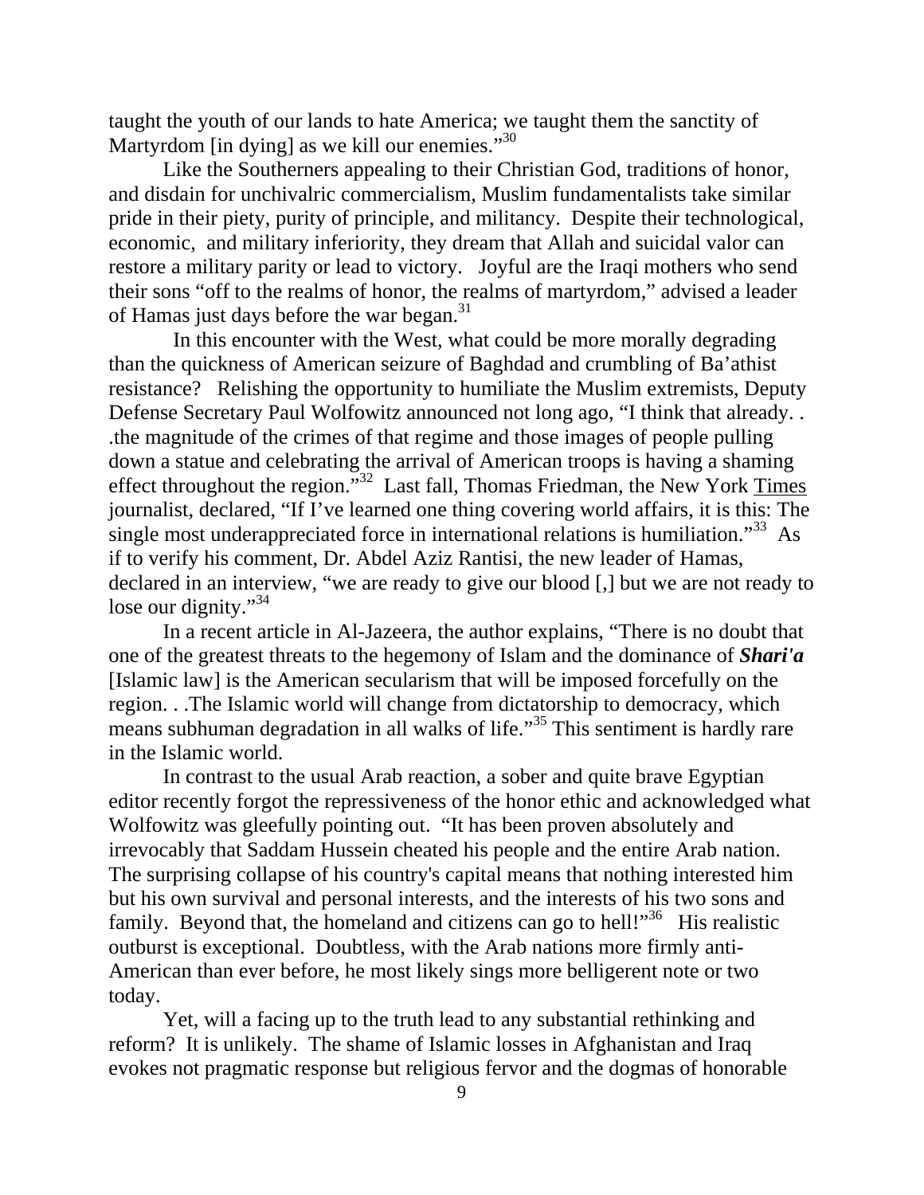taught the youth of our lands to hate America; we taught them the sanctity of Martyrdom [in dying] as we kill our enemies."[30]

Like the Southerners appealing to their Christian God, traditions of honor, and disdain for unchivalric commercialism, Muslim fundamentalists take similar pride in their piety, purity of principle, and militancy. Despite their technological, economic, and military inferiority, they dream that Allah and suicidal valor can restore a military parity or lead to victory. Joyful are the Iraqi mothers who send their sons "off to the realms of honor, the realms of martyrdom," advised a leader of Hamas just days before the war began.[31]

In this encounter with the West, what could be more morally degrading than the quickness of American seizure of Baghdad and crumbling of Ba'athist resistance? Relishing the opportunity to humiliate the Muslim extremists, Deputy Defense Secretary Paul Wolfowitz announced not long ago, "I think that already. . .the magnitude of the crimes of that regime and those images of people pulling down a statue and celebrating the arrival of American troops is having a shaming effect throughout the region."[32] Last fall, Thomas Friedman, the New York Times journalist, declared, "If I've learned one thing covering world affairs, it is this: The single most underappreciated force in international relations is humiliation."[33] As if to verify his comment, Dr. Abdel Aziz Rantisi, the new leader of Hamas, declared in an interview, "we are ready to give our blood [,] but we are not ready to lose our dignity."[34]

In a recent article in Al-Jazeera, the author explains, "There is no doubt that one of the greatest threats to the hegemony of Islam and the dominance of ***Shari'a*** [Islamic law] is the American secularism that will be imposed forcefully on the region. . .The Islamic world will change from dictatorship to democracy, which means subhuman degradation in all walks of life."[35] This sentiment is hardly rare in the Islamic world.

In contrast to the usual Arab reaction, a sober and quite brave Egyptian editor recently forgot the repressiveness of the honor ethic and acknowledged what Wolfowitz was gleefully pointing out. "It has been proven absolutely and irrevocably that Saddam Hussein cheated his people and the entire Arab nation. The surprising collapse of his country's capital means that nothing interested him but his own survival and personal interests, and the interests of his two sons and family. Beyond that, the homeland and citizens can go to hell!"[36] His realistic outburst is exceptional. Doubtless, with the Arab nations more firmly anti-American than ever before, he most likely sings more belligerent note or two today.

Yet, will a facing up to the truth lead to any substantial rethinking and reform? It is unlikely. The shame of Islamic losses in Afghanistan and Iraq evokes not pragmatic response but religious fervor and the dogmas of honorable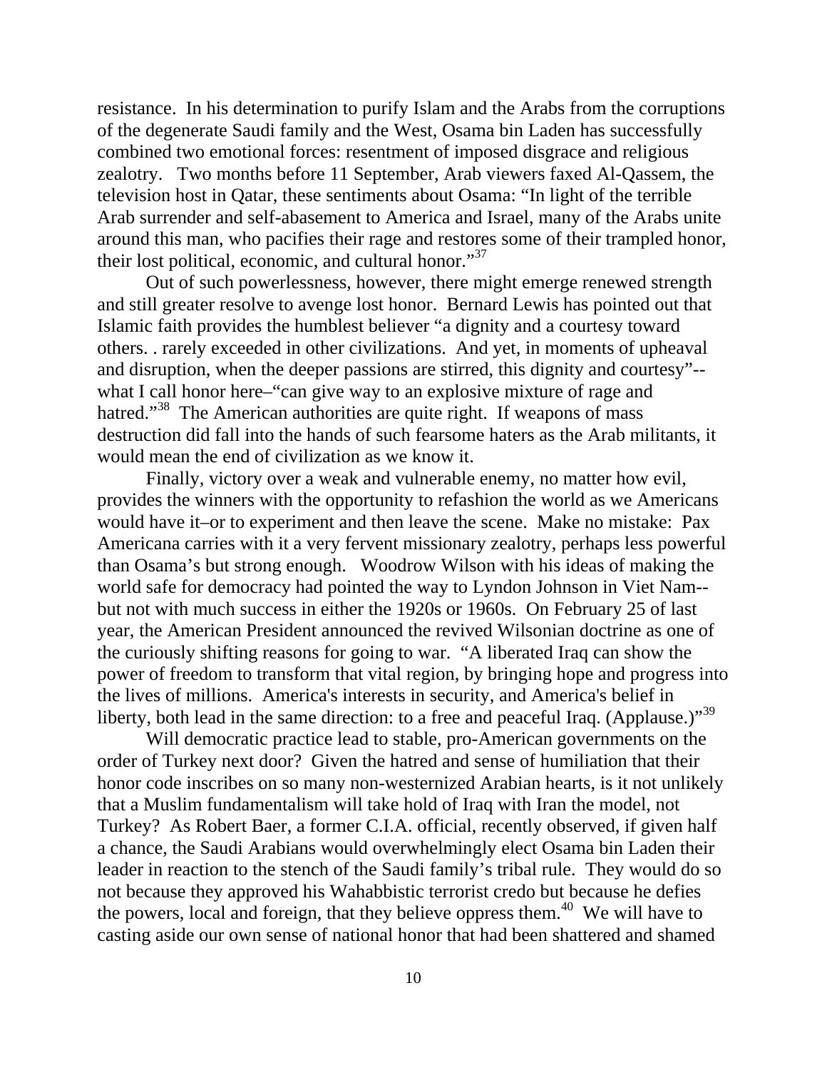resistance. In his determination to purify Islam and the Arabs from the corruptions of the degenerate Saudi family and the West, Osama bin Laden has successfully combined two emotional forces: resentment of imposed disgrace and religious zealotry. Two months before 11 September, Arab viewers faxed Al-Qassem, the television host in Qatar, these sentiments about Osama: "In light of the terrible Arab surrender and self-abasement to America and Israel, many of the Arabs unite around this man, who pacifies their rage and restores some of their trampled honor, their lost political, economic, and cultural honor."[37]

Out of such powerlessness, however, there might emerge renewed strength and still greater resolve to avenge lost honor. Bernard Lewis has pointed out that Islamic faith provides the humblest believer "a dignity and a courtesy toward others. . rarely exceeded in other civilizations. And yet, in moments of upheaval and disruption, when the deeper passions are stirred, this dignity and courtesy"--what I call honor here–"can give way to an explosive mixture of rage and hatred."[38] The American authorities are quite right. If weapons of mass destruction did fall into the hands of such fearsome haters as the Arab militants, it would mean the end of civilization as we know it.

Finally, victory over a weak and vulnerable enemy, no matter how evil, provides the winners with the opportunity to refashion the world as we Americans would have it–or to experiment and then leave the scene. Make no mistake: Pax Americana carries with it a very fervent missionary zealotry, perhaps less powerful than Osama's but strong enough. Woodrow Wilson with his ideas of making the world safe for democracy had pointed the way to Lyndon Johnson in Viet Nam--but not with much success in either the 1920s or 1960s. On February 25 of last year, the American President announced the revived Wilsonian doctrine as one of the curiously shifting reasons for going to war. "A liberated Iraq can show the power of freedom to transform that vital region, by bringing hope and progress into the lives of millions. America's interests in security, and America's belief in liberty, both lead in the same direction: to a free and peaceful Iraq. (Applause.)"[39]

Will democratic practice lead to stable, pro-American governments on the order of Turkey next door? Given the hatred and sense of humiliation that their honor code inscribes on so many non-westernized Arabian hearts, is it not unlikely that a Muslim fundamentalism will take hold of Iraq with Iran the model, not Turkey? As Robert Baer, a former C.I.A. official, recently observed, if given half a chance, the Saudi Arabians would overwhelmingly elect Osama bin Laden their leader in reaction to the stench of the Saudi family's tribal rule. They would do so not because they approved his Wahabbistic terrorist credo but because he defies the powers, local and foreign, that they believe oppress them.[40] We will have to casting aside our own sense of national honor that had been shattered and shamed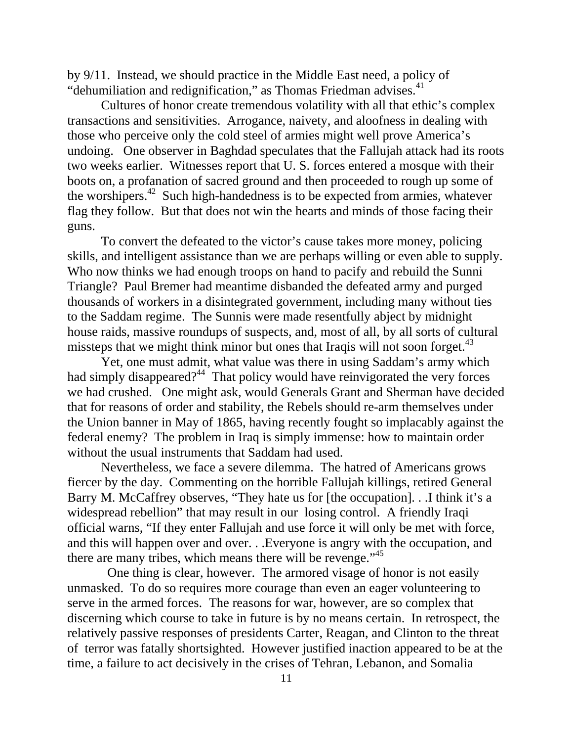by 9/11. Instead, we should practice in the Middle East need, a policy of "dehumiliation and redignification," as Thomas Friedman advises.[41]

Cultures of honor create tremendous volatility with all that ethic's complex transactions and sensitivities. Arrogance, naivety, and aloofness in dealing with those who perceive only the cold steel of armies might well prove America's undoing. One observer in Baghdad speculates that the Fallujah attack had its roots two weeks earlier. Witnesses report that U. S. forces entered a mosque with their boots on, a profanation of sacred ground and then proceeded to rough up some of the worshipers.[42] Such high-handedness is to be expected from armies, whatever flag they follow. But that does not win the hearts and minds of those facing their guns.

To convert the defeated to the victor's cause takes more money, policing skills, and intelligent assistance than we are perhaps willing or even able to supply. Who now thinks we had enough troops on hand to pacify and rebuild the Sunni Triangle? Paul Bremer had meantime disbanded the defeated army and purged thousands of workers in a disintegrated government, including many without ties to the Saddam regime. The Sunnis were made resentfully abject by midnight house raids, massive roundups of suspects, and, most of all, by all sorts of cultural missteps that we might think minor but ones that Iraqis will not soon forget.[43]

Yet, one must admit, what value was there in using Saddam's army which had simply disappeared?[44] That policy would have reinvigorated the very forces we had crushed. One might ask, would Generals Grant and Sherman have decided that for reasons of order and stability, the Rebels should re-arm themselves under the Union banner in May of 1865, having recently fought so implacably against the federal enemy? The problem in Iraq is simply immense: how to maintain order without the usual instruments that Saddam had used.

Nevertheless, we face a severe dilemma. The hatred of Americans grows fiercer by the day. Commenting on the horrible Fallujah killings, retired General Barry M. McCaffrey observes, "They hate us for [the occupation]. . .I think it's a widespread rebellion" that may result in our losing control. A friendly Iraqi official warns, "If they enter Fallujah and use force it will only be met with force, and this will happen over and over. . .Everyone is angry with the occupation, and there are many tribes, which means there will be revenge."[45]

One thing is clear, however. The armored visage of honor is not easily unmasked. To do so requires more courage than even an eager volunteering to serve in the armed forces. The reasons for war, however, are so complex that discerning which course to take in future is by no means certain. In retrospect, the relatively passive responses of presidents Carter, Reagan, and Clinton to the threat of terror was fatally shortsighted. However justified inaction appeared to be at the time, a failure to act decisively in the crises of Tehran, Lebanon, and Somalia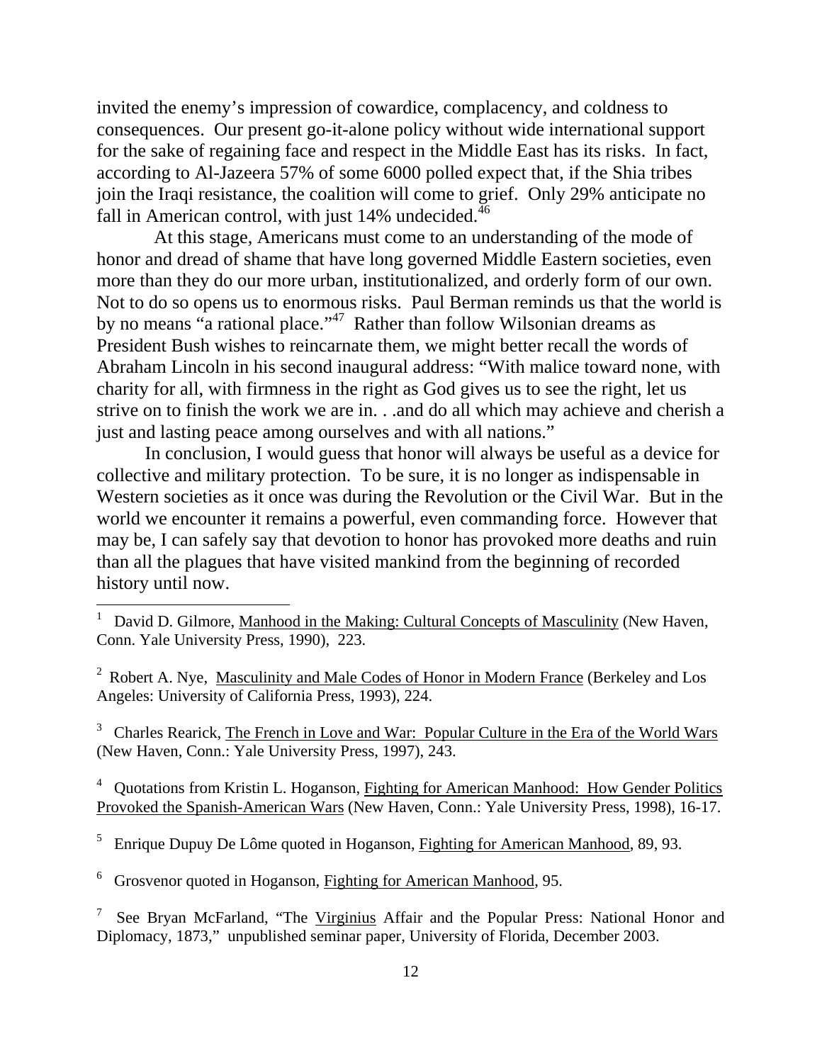invited the enemy's impression of cowardice, complacency, and coldness to consequences. Our present go-it-alone policy without wide international support for the sake of regaining face and respect in the Middle East has its risks. In fact, according to Al-Jazeera 57% of some 6000 polled expect that, if the Shia tribes join the Iraqi resistance, the coalition will come to grief. Only 29% anticipate no fall in American control, with just 14% undecided.[46]

At this stage, Americans must come to an understanding of the mode of honor and dread of shame that have long governed Middle Eastern societies, even more than they do our more urban, institutionalized, and orderly form of our own. Not to do so opens us to enormous risks. Paul Berman reminds us that the world is by no means "a rational place."[47] Rather than follow Wilsonian dreams as President Bush wishes to reincarnate them, we might better recall the words of Abraham Lincoln in his second inaugural address: "With malice toward none, with charity for all, with firmness in the right as God gives us to see the right, let us strive on to finish the work we are in. . .and do all which may achieve and cherish a just and lasting peace among ourselves and with all nations."

In conclusion, I would guess that honor will always be useful as a device for collective and military protection. To be sure, it is no longer as indispensable in Western societies as it once was during the Revolution or the Civil War. But in the world we encounter it remains a powerful, even commanding force. However that may be, I can safely say that devotion to honor has provoked more deaths and ruin than all the plagues that have visited mankind from the beginning of recorded history until now.

---

[1] David D. Gilmore, Manhood in the Making: Cultural Concepts of Masculinity (New Haven, Conn. Yale University Press, 1990), 223.

[2] Robert A. Nye, Masculinity and Male Codes of Honor in Modern France (Berkeley and Los Angeles: University of California Press, 1993), 224.

[3] Charles Rearick, The French in Love and War: Popular Culture in the Era of the World Wars (New Haven, Conn.: Yale University Press, 1997), 243.

[4] Quotations from Kristin L. Hoganson, Fighting for American Manhood: How Gender Politics Provoked the Spanish-American Wars (New Haven, Conn.: Yale University Press, 1998), 16-17.

[5] Enrique Dupuy De Lôme quoted in Hoganson, Fighting for American Manhood, 89, 93.

[6] Grosvenor quoted in Hoganson, Fighting for American Manhood, 95.

[7] See Bryan McFarland, "The Virginius Affair and the Popular Press: National Honor and Diplomacy, 1873," unpublished seminar paper, University of Florida, December 2003.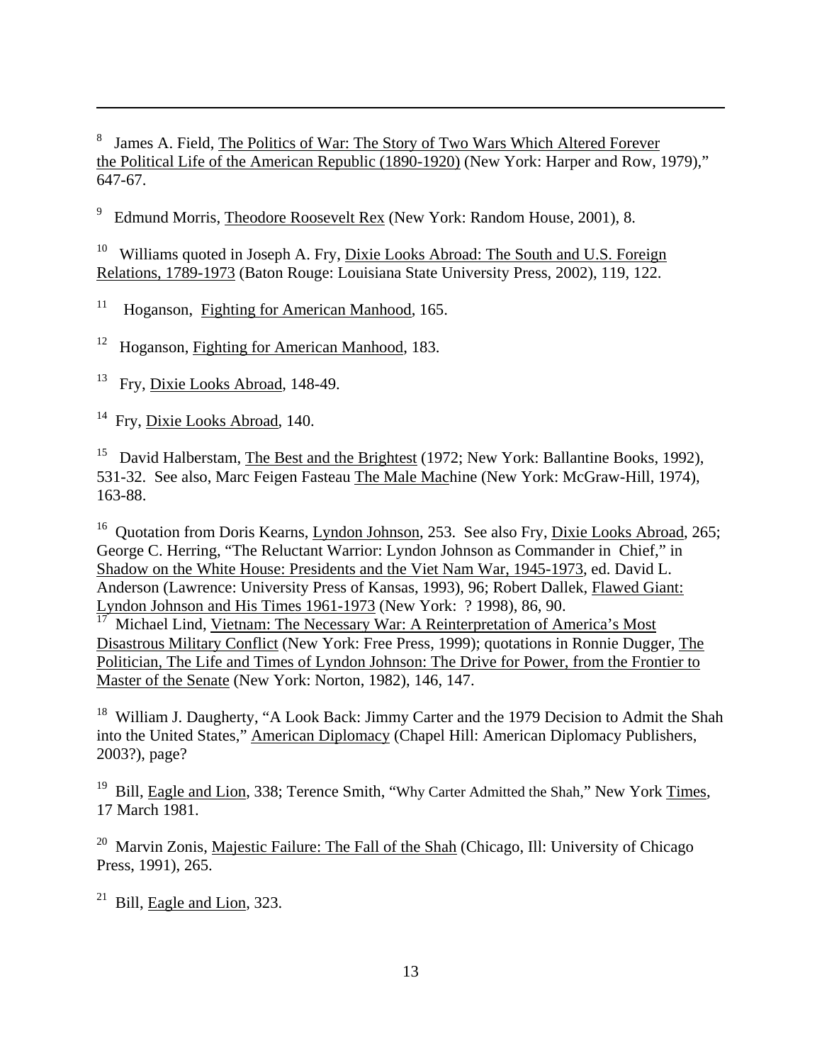[8] James A. Field, The Politics of War: The Story of Two Wars Which Altered Forever the Political Life of the American Republic (1890-1920) (New York: Harper and Row, 1979)," 647-67.

[9] Edmund Morris, Theodore Roosevelt Rex (New York: Random House, 2001), 8.

[10] Williams quoted in Joseph A. Fry, Dixie Looks Abroad: The South and U.S. Foreign Relations, 1789-1973 (Baton Rouge: Louisiana State University Press, 2002), 119, 122.

[11] Hoganson, Fighting for American Manhood, 165.

[12] Hoganson, Fighting for American Manhood, 183.

[13] Fry, Dixie Looks Abroad, 148-49.

[14] Fry, Dixie Looks Abroad, 140.

[15] David Halberstam, The Best and the Brightest (1972; New York: Ballantine Books, 1992), 531-32. See also, Marc Feigen Fasteau The Male Machine (New York: McGraw-Hill, 1974), 163-88.

[16] Quotation from Doris Kearns, Lyndon Johnson, 253. See also Fry, Dixie Looks Abroad, 265; George C. Herring, "The Reluctant Warrior: Lyndon Johnson as Commander in Chief," in Shadow on the White House: Presidents and the Viet Nam War, 1945-1973, ed. David L. Anderson (Lawrence: University Press of Kansas, 1993), 96; Robert Dallek, Flawed Giant: Lyndon Johnson and His Times 1961-1973 (New York: ? 1998), 86, 90.

[17] Michael Lind, Vietnam: The Necessary War: A Reinterpretation of America's Most Disastrous Military Conflict (New York: Free Press, 1999); quotations in Ronnie Dugger, The Politician, The Life and Times of Lyndon Johnson: The Drive for Power, from the Frontier to Master of the Senate (New York: Norton, 1982), 146, 147.

[18] William J. Daugherty, "A Look Back: Jimmy Carter and the 1979 Decision to Admit the Shah into the United States," American Diplomacy (Chapel Hill: American Diplomacy Publishers, 2003?), page?

[19] Bill, Eagle and Lion, 338; Terence Smith, "Why Carter Admitted the Shah," New York Times, 17 March 1981.

[20] Marvin Zonis, Majestic Failure: The Fall of the Shah (Chicago, Ill: University of Chicago Press, 1991), 265.

[21] Bill, Eagle and Lion, 323.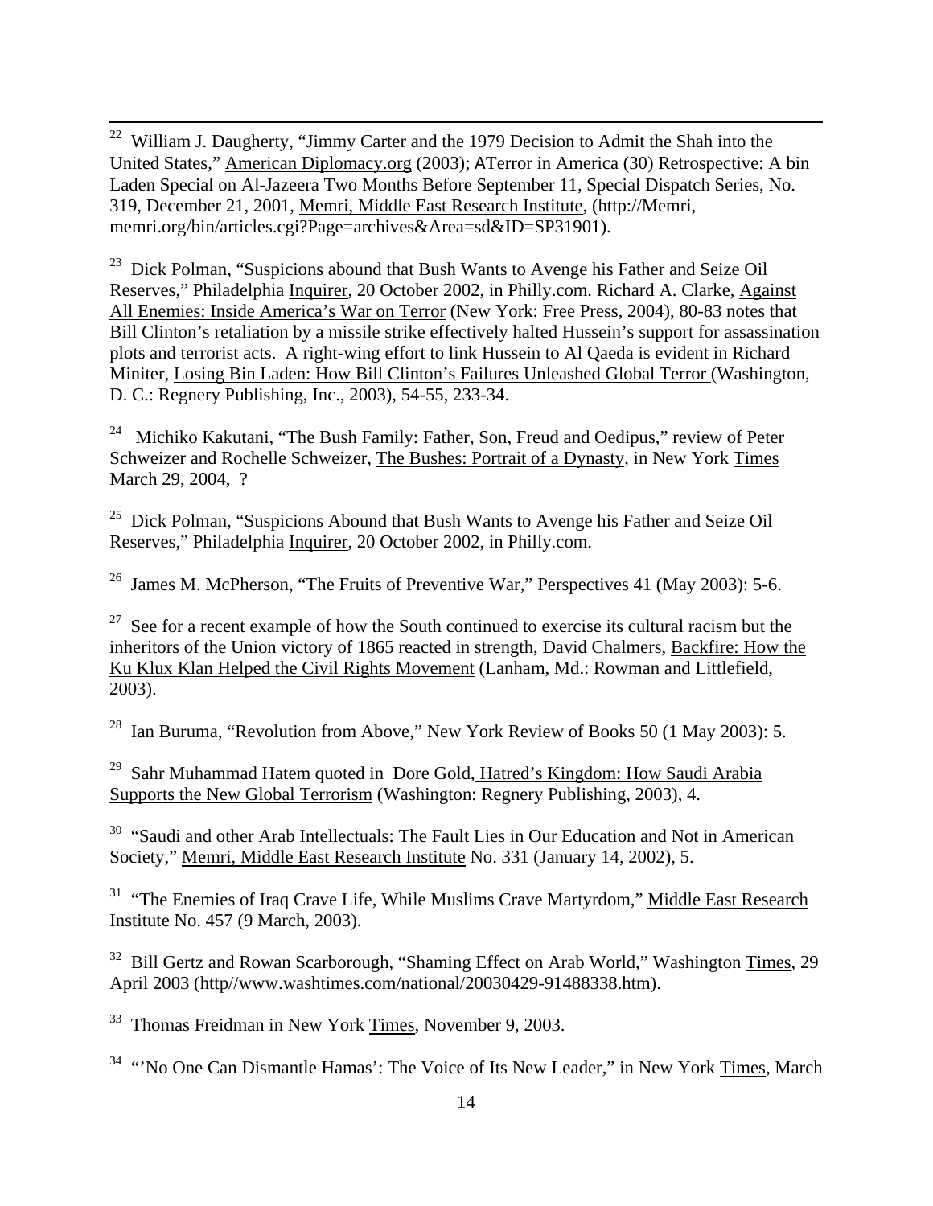[22] William J. Daugherty, "Jimmy Carter and the 1979 Decision to Admit the Shah into the United States," American Diplomacy.org (2003); ATerror in America (30) Retrospective: A bin Laden Special on Al-Jazeera Two Months Before September 11, Special Dispatch Series, No. 319, December 21, 2001, Memri, Middle East Research Institute, (http://Memri, memri.org/bin/articles.cgi?Page=archives&Area=sd&ID=SP31901).

[23] Dick Polman, "Suspicions abound that Bush Wants to Avenge his Father and Seize Oil Reserves," Philadelphia Inquirer, 20 October 2002, in Philly.com. Richard A. Clarke, Against All Enemies: Inside America's War on Terror (New York: Free Press, 2004), 80-83 notes that Bill Clinton's retaliation by a missile strike effectively halted Hussein's support for assassination plots and terrorist acts. A right-wing effort to link Hussein to Al Qaeda is evident in Richard Miniter, Losing Bin Laden: How Bill Clinton's Failures Unleashed Global Terror (Washington, D. C.: Regnery Publishing, Inc., 2003), 54-55, 233-34.

[24] Michiko Kakutani, "The Bush Family: Father, Son, Freud and Oedipus," review of Peter Schweizer and Rochelle Schweizer, The Bushes: Portrait of a Dynasty, in New York Times March 29, 2004, ?

[25] Dick Polman, "Suspicions Abound that Bush Wants to Avenge his Father and Seize Oil Reserves," Philadelphia Inquirer, 20 October 2002, in Philly.com.

[26] James M. McPherson, "The Fruits of Preventive War," Perspectives 41 (May 2003): 5-6.

[27] See for a recent example of how the South continued to exercise its cultural racism but the inheritors of the Union victory of 1865 reacted in strength, David Chalmers, Backfire: How the Ku Klux Klan Helped the Civil Rights Movement (Lanham, Md.: Rowman and Littlefield, 2003).

[28] Ian Buruma, "Revolution from Above," New York Review of Books 50 (1 May 2003): 5.

[29] Sahr Muhammad Hatem quoted in Dore Gold, Hatred's Kingdom: How Saudi Arabia Supports the New Global Terrorism (Washington: Regnery Publishing, 2003), 4.

[30] "Saudi and other Arab Intellectuals: The Fault Lies in Our Education and Not in American Society," Memri, Middle East Research Institute No. 331 (January 14, 2002), 5.

[31] "The Enemies of Iraq Crave Life, While Muslims Crave Martyrdom," Middle East Research Institute No. 457 (9 March, 2003).

[32] Bill Gertz and Rowan Scarborough, "Shaming Effect on Arab World," Washington Times, 29 April 2003 (http//www.washtimes.com/national/20030429-91488338.htm).

[33] Thomas Freidman in New York Times, November 9, 2003.

[34] "'No One Can Dismantle Hamas': The Voice of Its New Leader," in New York Times, March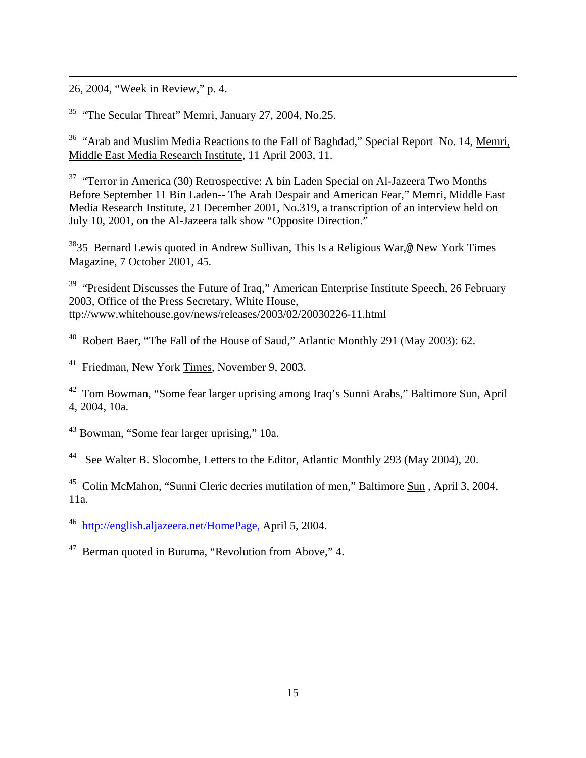26, 2004, "Week in Review," p. 4.

[35] "The Secular Threat" Memri, January 27, 2004, No.25.

[36] "Arab and Muslim Media Reactions to the Fall of Baghdad," Special Report No. 14, Memri, Middle East Media Research Institute, 11 April 2003, 11.

[37] "Terror in America (30) Retrospective: A bin Laden Special on Al-Jazeera Two Months Before September 11 Bin Laden-- The Arab Despair and American Fear," Memri, Middle East Media Research Institute, 21 December 2001, No.319, a transcription of an interview held on July 10, 2001, on the Al-Jazeera talk show "Opposite Direction."

[38]35 Bernard Lewis quoted in Andrew Sullivan, This Is a Religious War,@ New York Times Magazine, 7 October 2001, 45.

[39] "President Discusses the Future of Iraq," American Enterprise Institute Speech, 26 February 2003, Office of the Press Secretary, White House, ttp://www.whitehouse.gov/news/releases/2003/02/20030226-11.html

[40] Robert Baer, "The Fall of the House of Saud," Atlantic Monthly 291 (May 2003): 62.

[41] Friedman, New York Times, November 9, 2003.

[42] Tom Bowman, "Some fear larger uprising among Iraq's Sunni Arabs," Baltimore Sun, April 4, 2004, 10a.

[43] Bowman, "Some fear larger uprising," 10a.

[44] See Walter B. Slocombe, Letters to the Editor, Atlantic Monthly 293 (May 2004), 20.

[45] Colin McMahon, "Sunni Cleric decries mutilation of men," Baltimore Sun , April 3, 2004, 11a.

[46] http://english.aljazeera.net/HomePage, April 5, 2004.

[47] Berman quoted in Buruma, "Revolution from Above," 4.